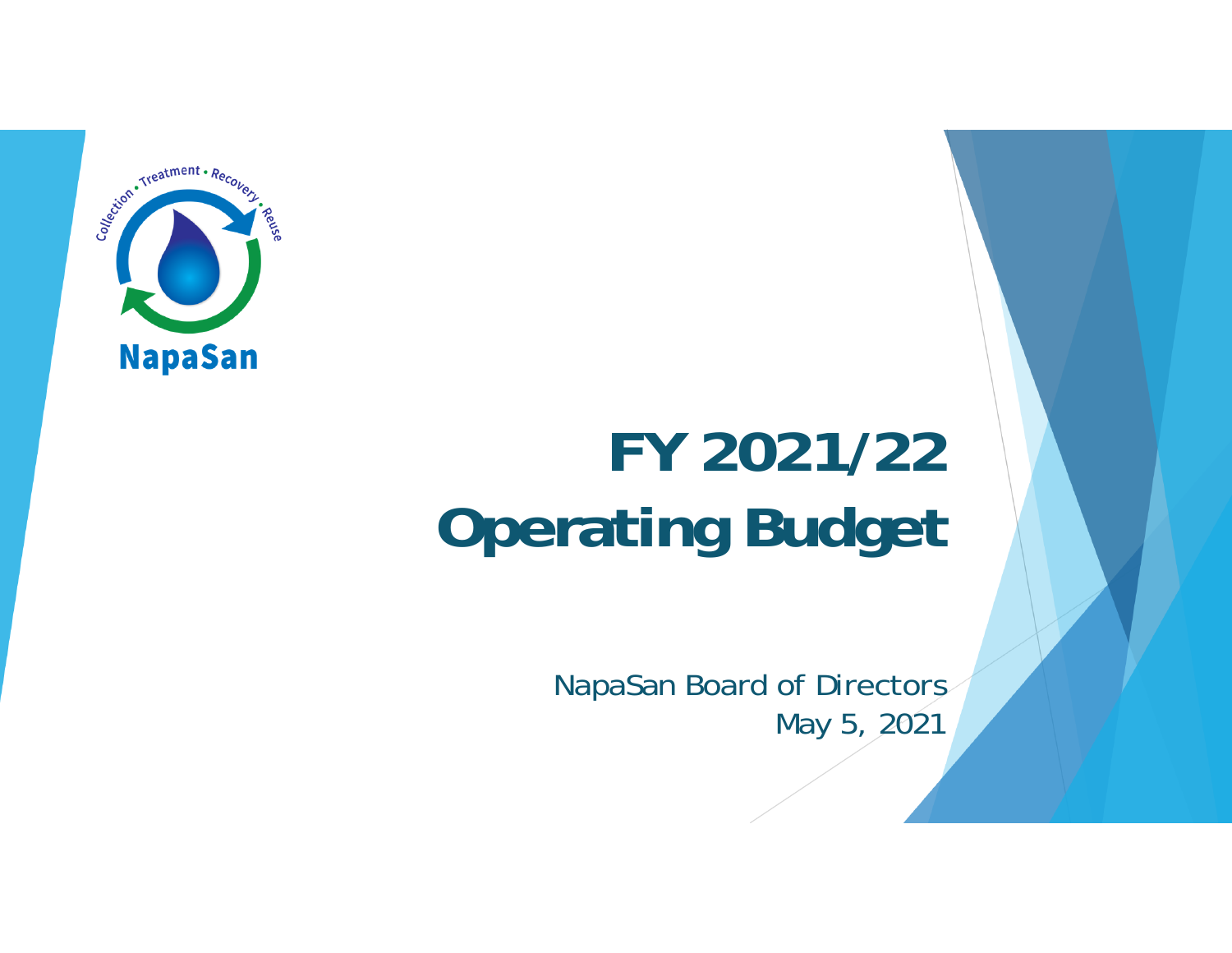NapaSan

Collection • Treatment • Recovery • Reuse

# FY 2021/22 Operating Budget

NapaSan Board of Directors

May 5, 2021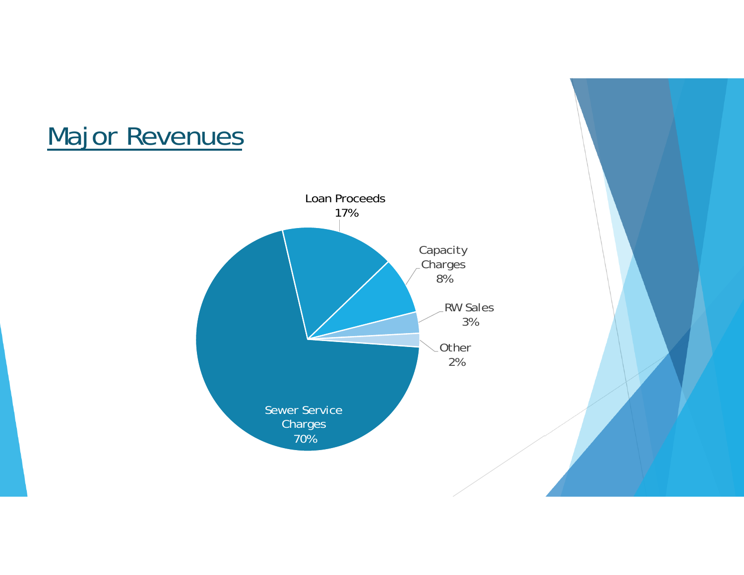# Major Revenues

Loan Proceeds
17%

Capacity Charges
8%

RW Sales
3%

Other
2%

Sewer Service Charges
70%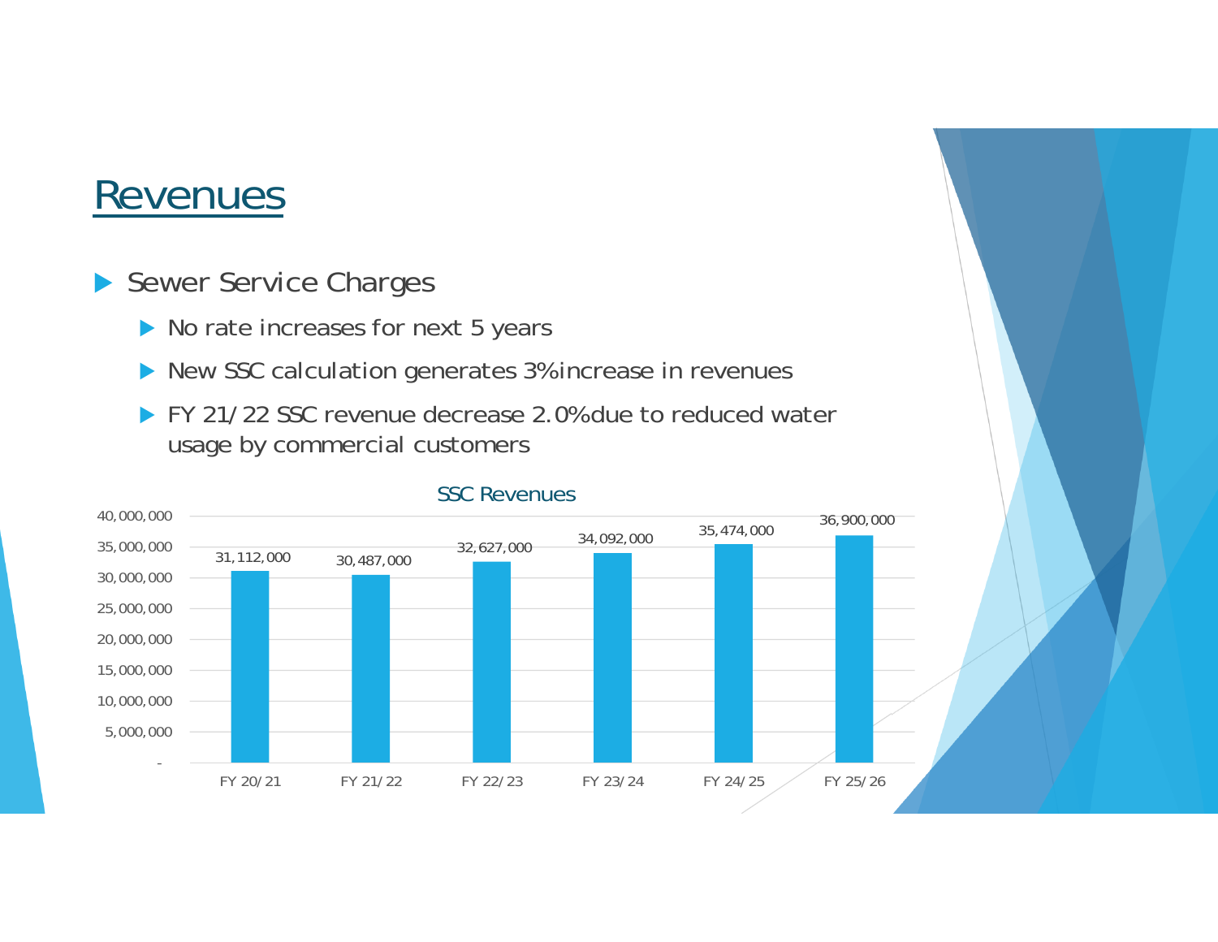# Revenues

- Sewer Service Charges
  - No rate increases for next 5 years
  - New SSC calculation generates 3% increase in revenues
  - FY 21/22 SSC revenue decrease 2.0% due to reduced water usage by commercial customers

**SSC Revenues**

| Fiscal Year | SSC Revenues |
|---|---|
| FY 20/21 | 31,112,000 |
| FY 21/22 | 30,487,000 |
| FY 22/23 | 32,627,000 |
| FY 23/24 | 34,092,000 |
| FY 24/25 | 35,474,000 |
| FY 25/26 | 36,900,000 |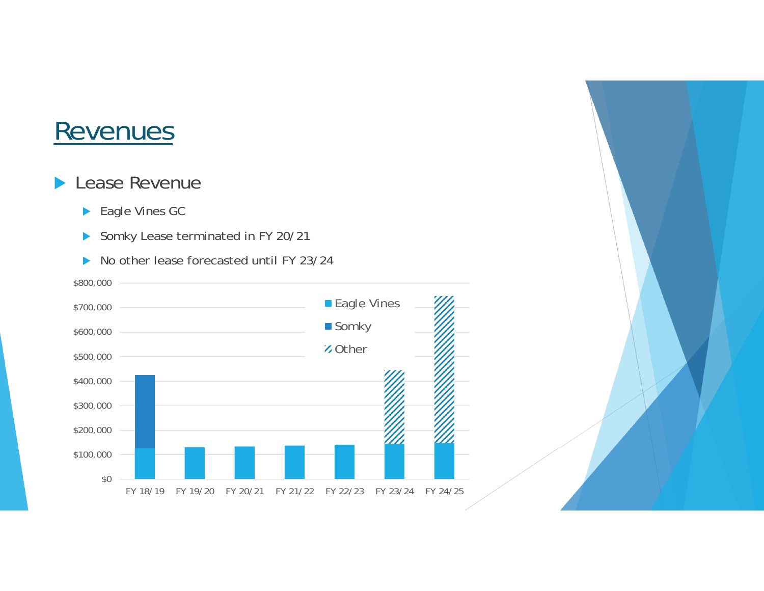# Revenues

- Lease Revenue
  - Eagle Vines GC
  - Somky Lease terminated in FY 20/21
  - No other lease forecasted until FY 23/24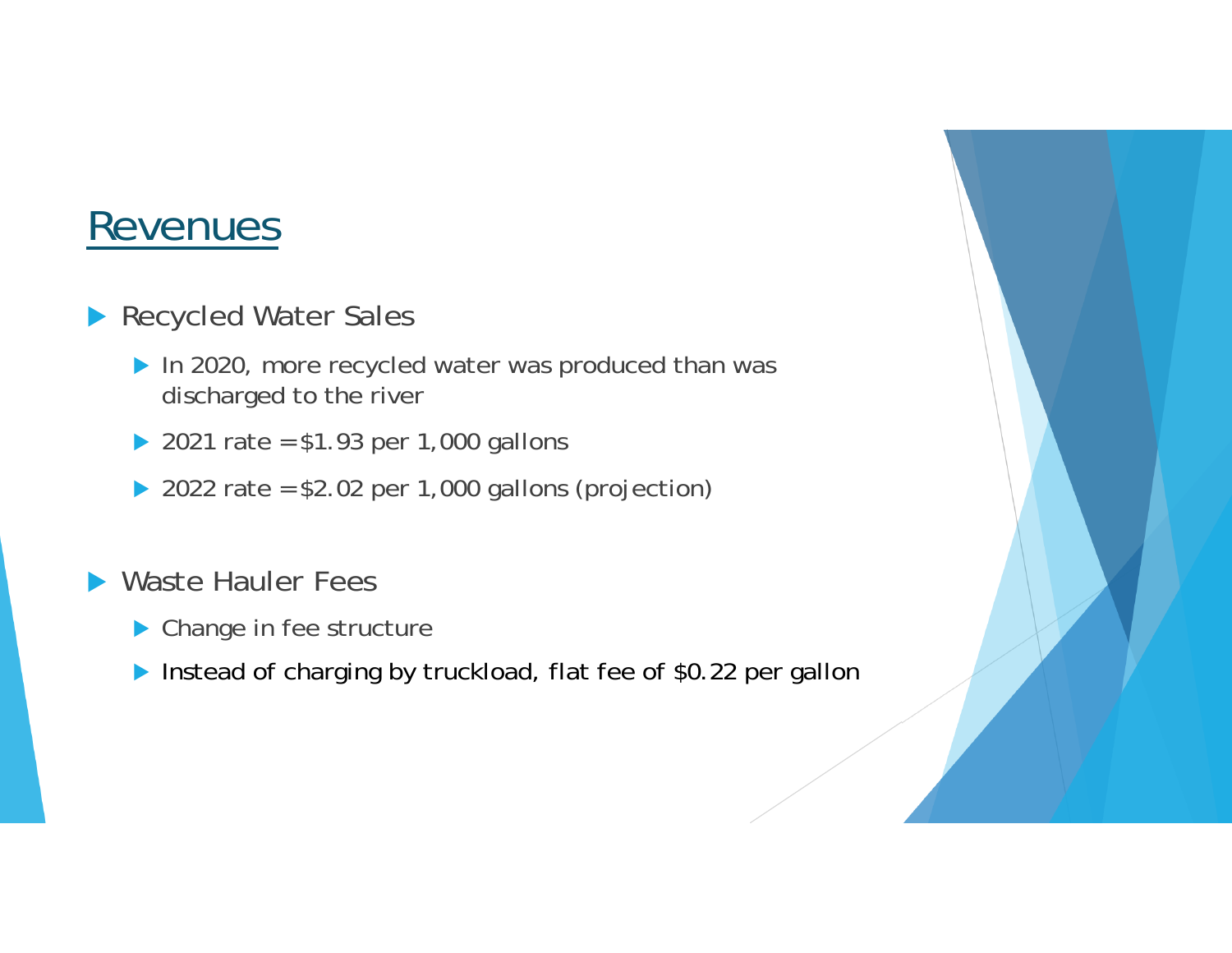# Revenues

- Recycled Water Sales
  - In 2020, more recycled water was produced than was discharged to the river
  - 2021 rate = $1.93 per 1,000 gallons
  - 2022 rate = $2.02 per 1,000 gallons (projection)

- Waste Hauler Fees
  - Change in fee structure
  - Instead of charging by truckload, flat fee of $0.22 per gallon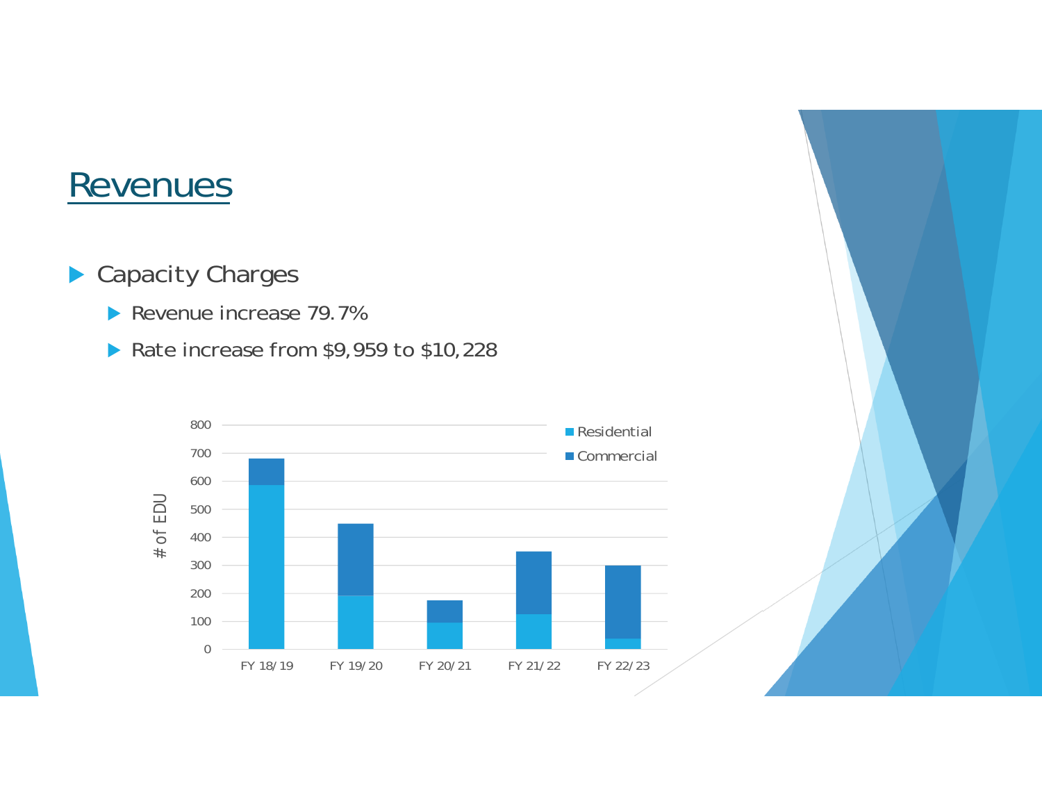# Revenues

- Capacity Charges
  - Revenue increase 79.7%
  - Rate increase from $9,959 to $10,228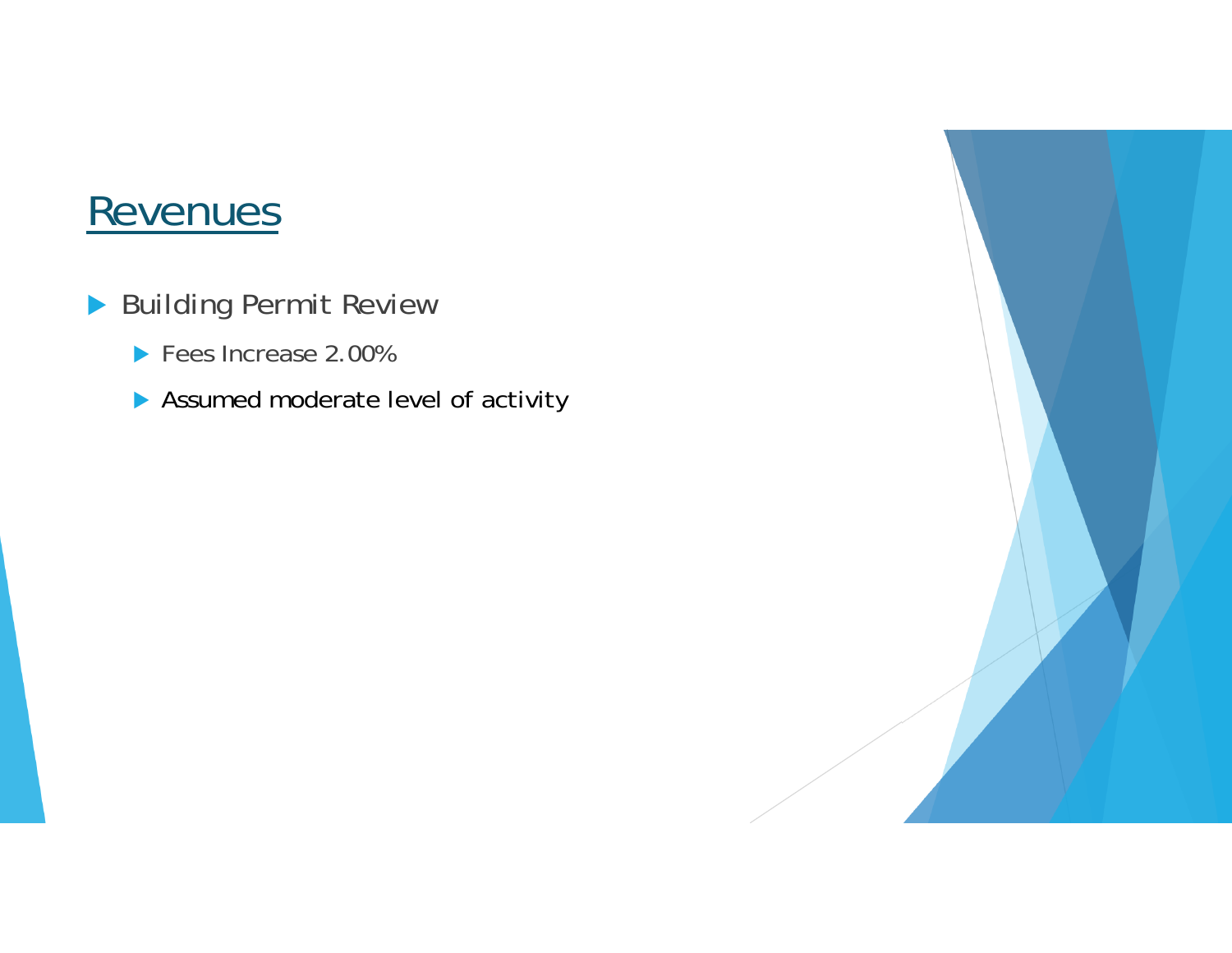# Revenues

- Building Permit Review
  - Fees Increase 2.00%
  - Assumed moderate level of activity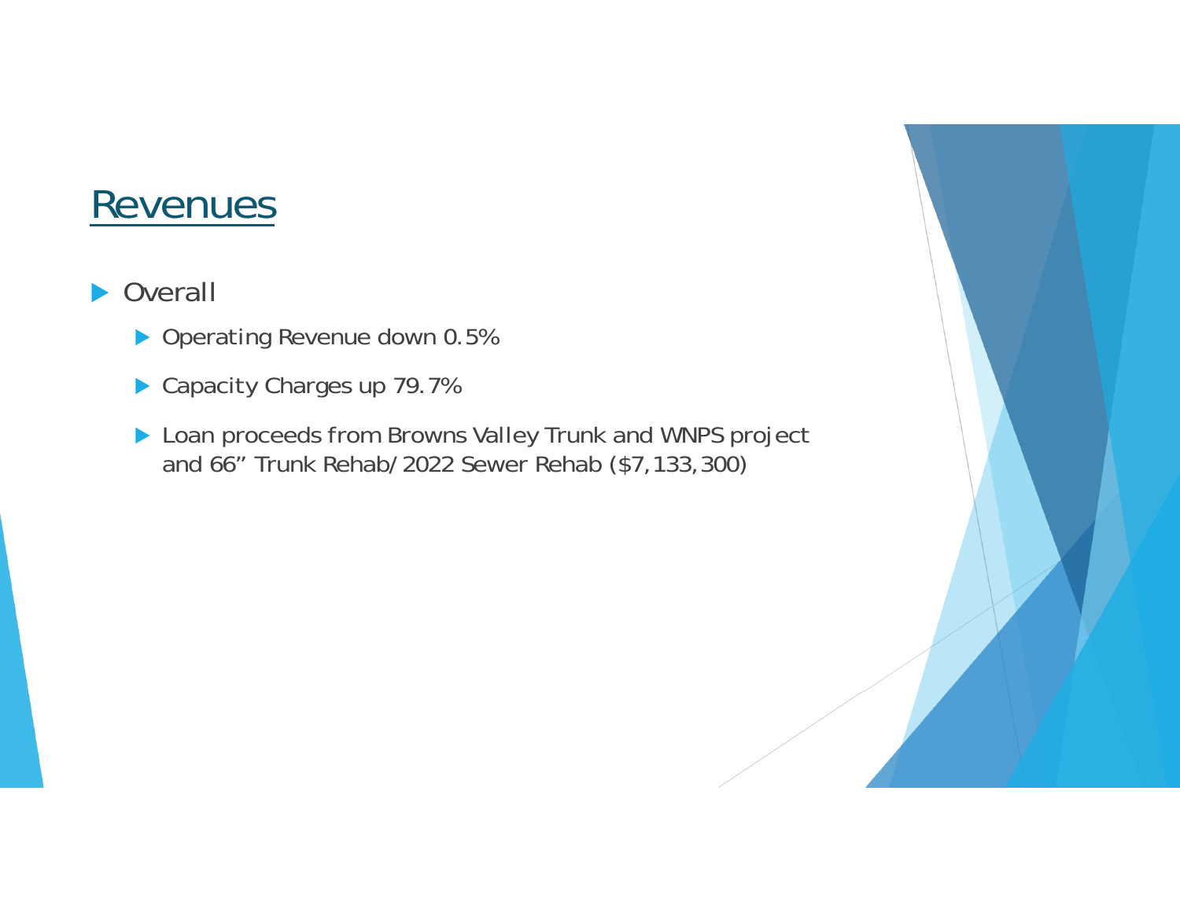# Revenues

- Overall
  - Operating Revenue down 0.5%
  - Capacity Charges up 79.7%
  - Loan proceeds from Browns Valley Trunk and WNPS project and 66” Trunk Rehab/2022 Sewer Rehab ($7,133,300)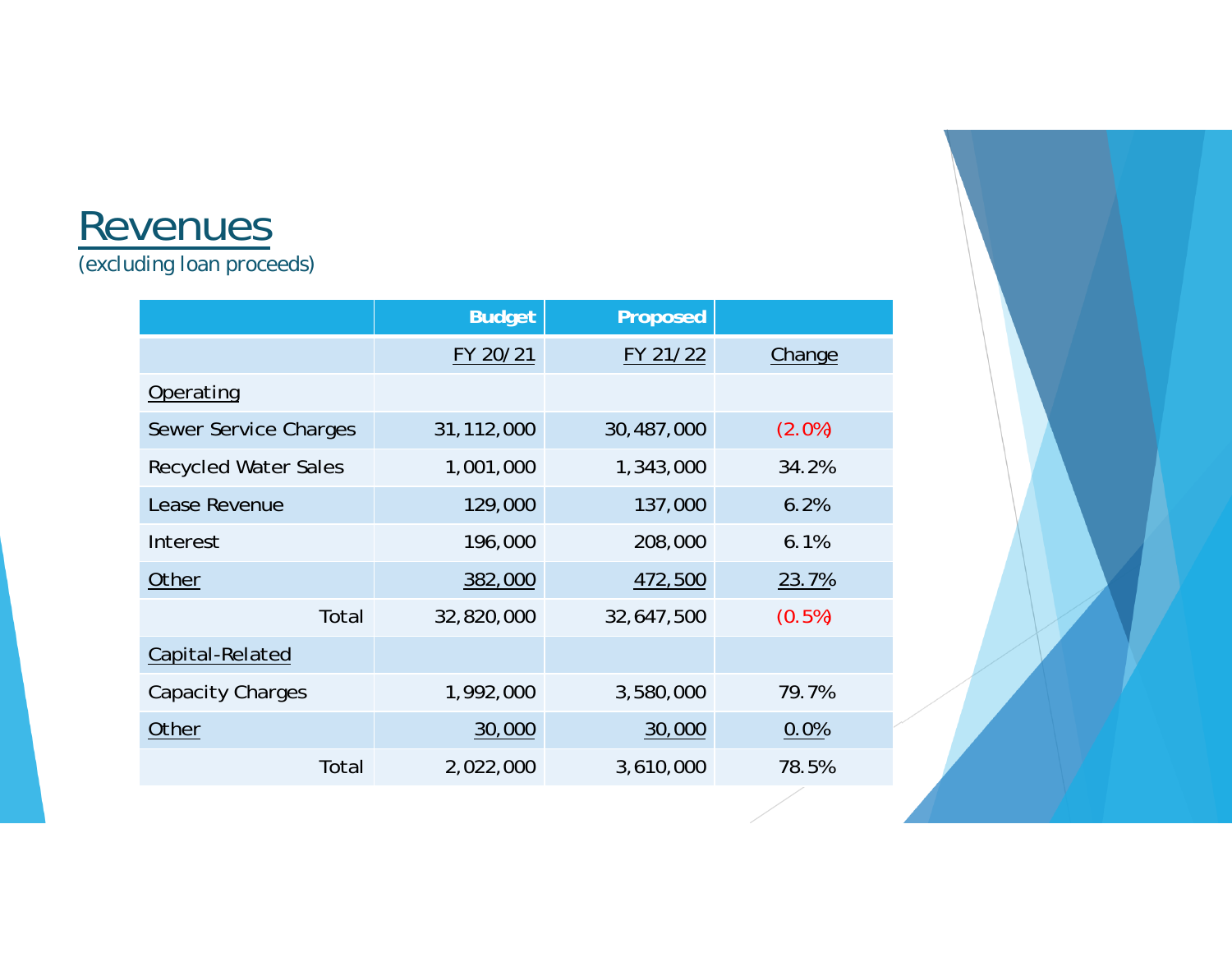# Revenues

(excluding loan proceeds)

| | Budget | Proposed | |
|---|---|---|---|
| | FY 20/21 | FY 21/22 | Change |
| Operating | | | |
| Sewer Service Charges | 31,112,000 | 30,487,000 | (2.0%) |
| Recycled Water Sales | 1,001,000 | 1,343,000 | 34.2% |
| Lease Revenue | 129,000 | 137,000 | 6.2% |
| Interest | 196,000 | 208,000 | 6.1% |
| Other | 382,000 | 472,500 | 23.7% |
| Total | 32,820,000 | 32,647,500 | (0.5%) |
| Capital-Related | | | |
| Capacity Charges | 1,992,000 | 3,580,000 | 79.7% |
| Other | 30,000 | 30,000 | 0.0% |
| Total | 2,022,000 | 3,610,000 | 78.5% |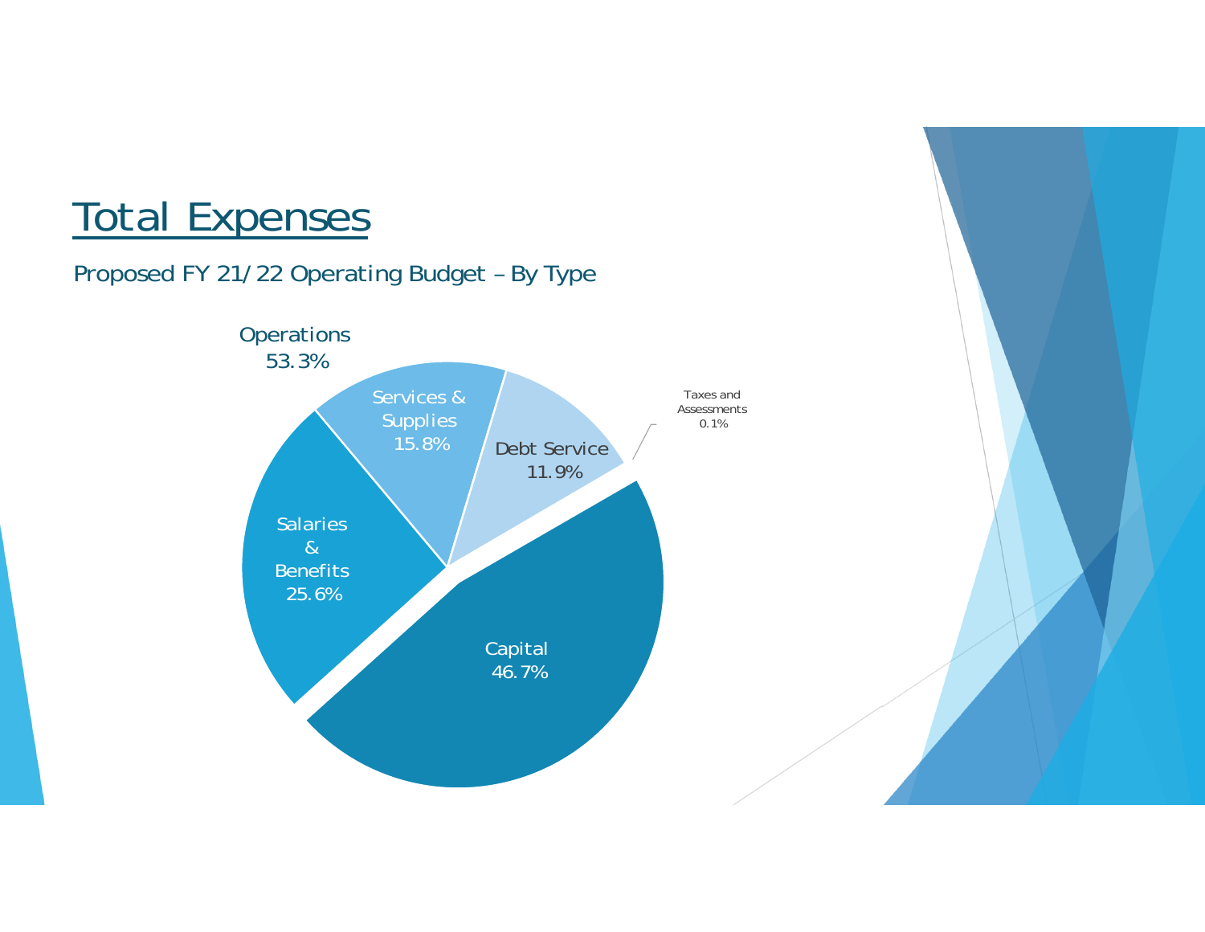# Total Expenses

Proposed FY 21/22 Operating Budget – By Type

Operations
53.3%

Services & Supplies
15.8%

Debt Service
11.9%

Taxes and Assessments
0.1%

Salaries & Benefits
25.6%

Capital
46.7%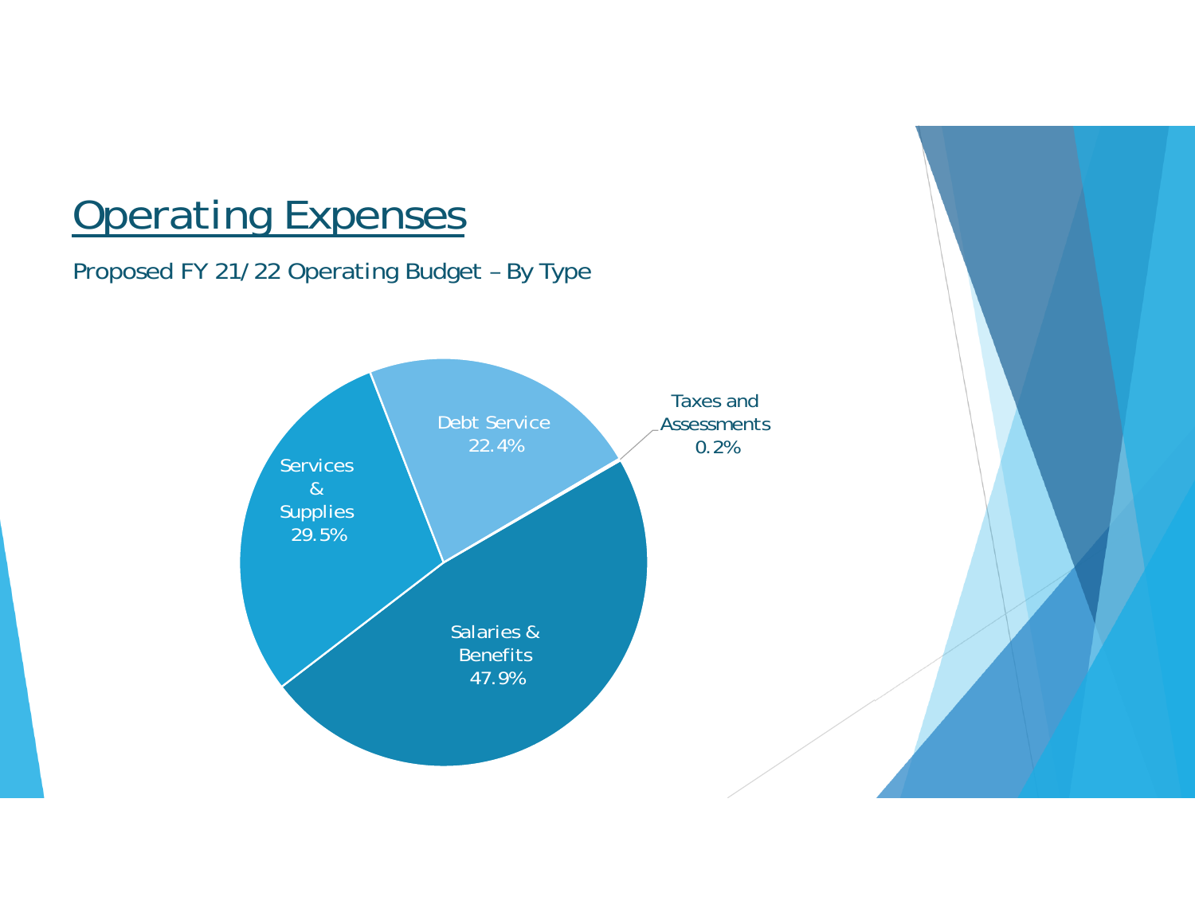# Operating Expenses

Proposed FY 21/22 Operating Budget – By Type

| Type | Percentage |
|---|---|
| Salaries & Benefits | 47.9% |
| Services & Supplies | 29.5% |
| Debt Service | 22.4% |
| Taxes and Assessments | 0.2% |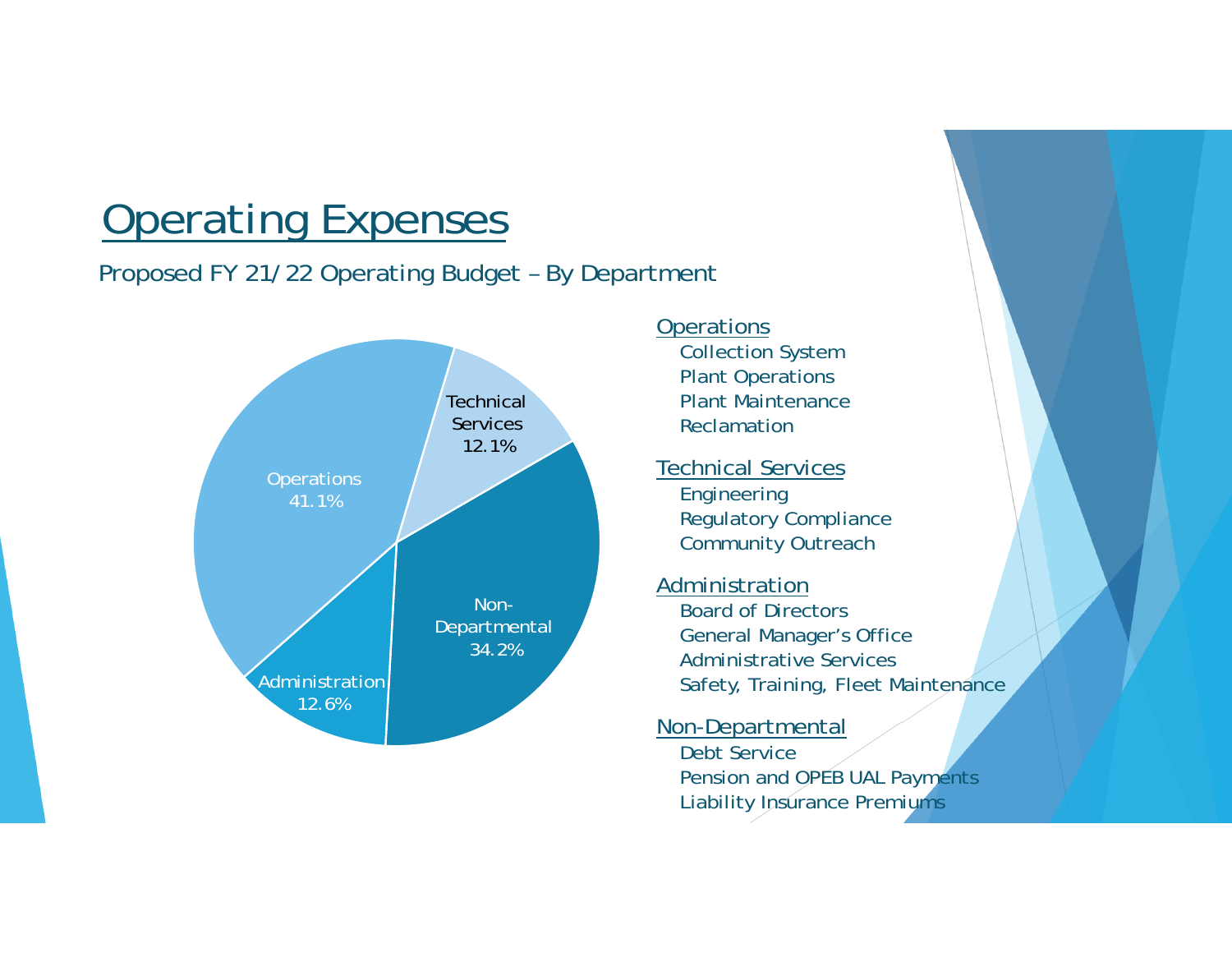# Operating Expenses

Proposed FY 21/22 Operating Budget – By Department

| Department | Share |
| --- | --- |
| Operations | 41.1% |
| Technical Services | 12.1% |
| Non-Departmental | 34.2% |
| Administration | 12.6% |

**Operations**

- Collection System
- Plant Operations
- Plant Maintenance
- Reclamation

**Technical Services**

- Engineering
- Regulatory Compliance
- Community Outreach

**Administration**

- Board of Directors
- General Manager's Office
- Administrative Services
- Safety, Training, Fleet Maintenance

**Non-Departmental**

- Debt Service
- Pension and OPEB UAL Payments
- Liability Insurance Premiums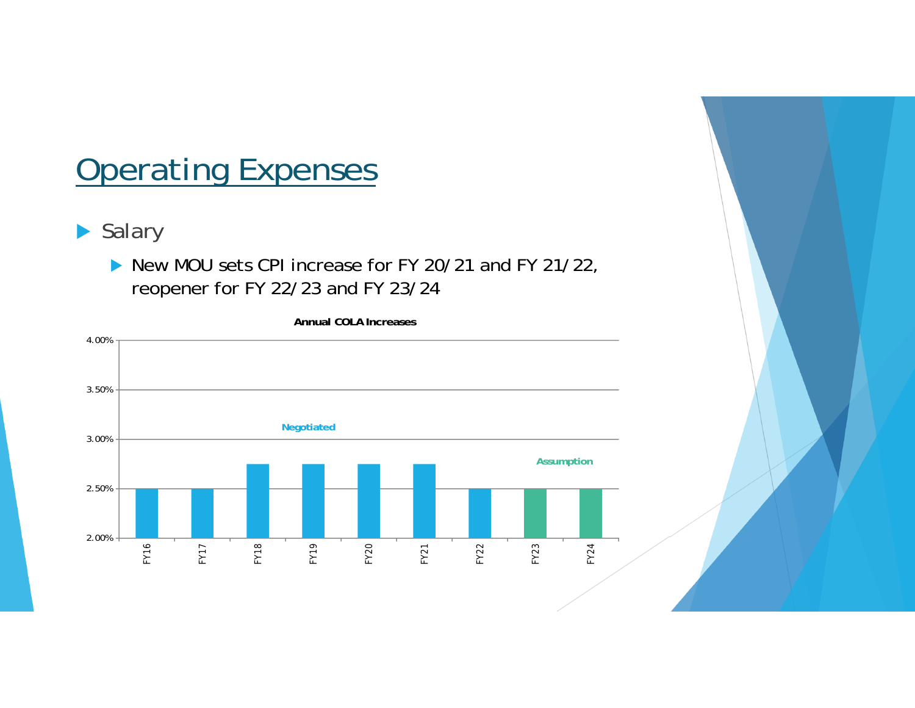# Operating Expenses

- Salary
  - New MOU sets CPI increase for FY 20/21 and FY 21/22, reopener for FY 22/23 and FY 23/24

**Annual COLA Increases**

| Fiscal Year | COLA Increase | Type |
|---|---|---|
| FY16 | 2.50% | Negotiated |
| FY17 | 2.50% | Negotiated |
| FY18 | 2.75% | Negotiated |
| FY19 | 2.75% | Negotiated |
| FY20 | 2.75% | Negotiated |
| FY21 | 2.75% | Negotiated |
| FY22 | 2.50% | Negotiated |
| FY23 | 2.50% | Assumption |
| FY24 | 2.50% | Assumption |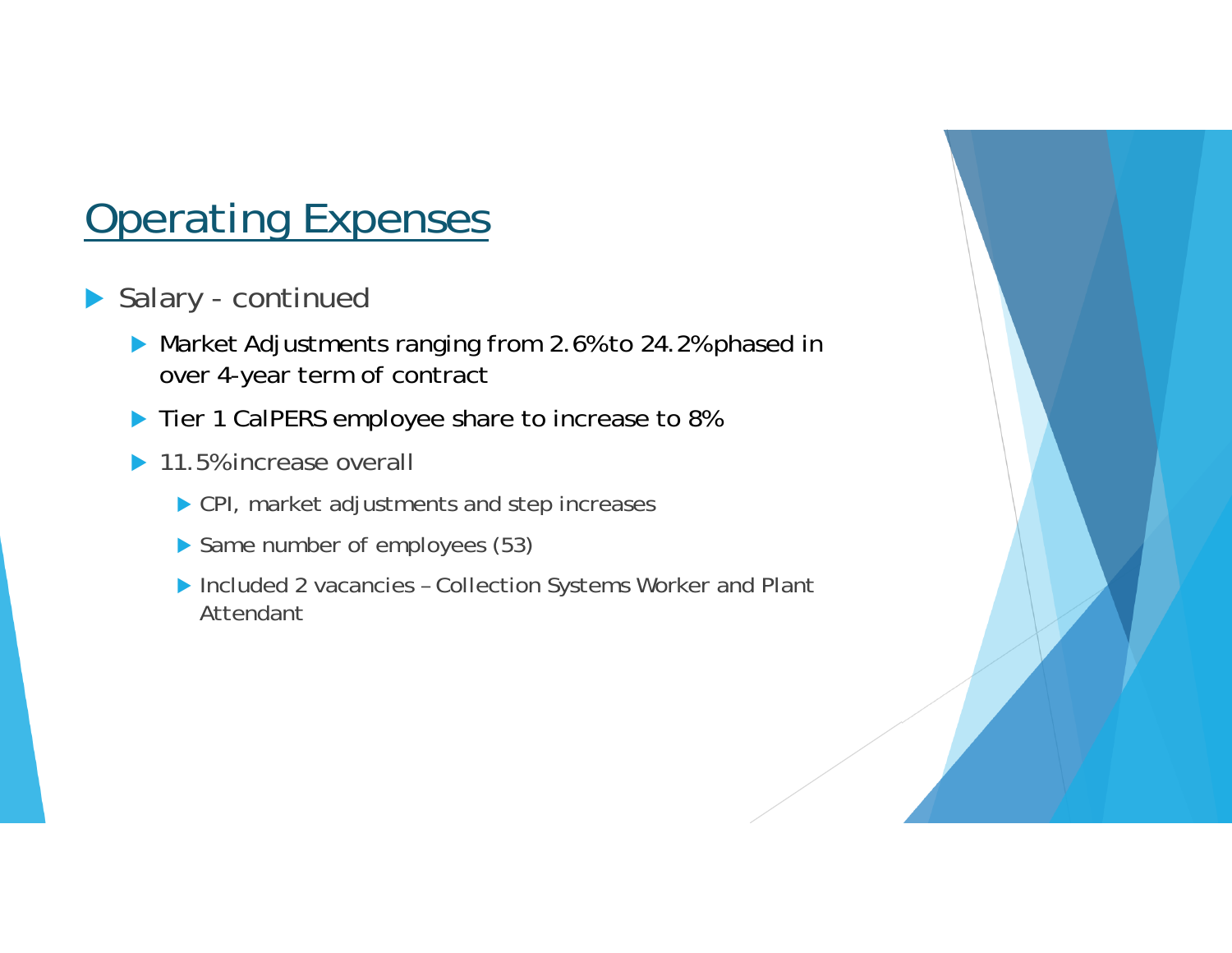# Operating Expenses

- Salary - continued
  - Market Adjustments ranging from 2.6% to 24.2% phased in over 4-year term of contract
  - Tier 1 CalPERS employee share to increase to 8%
  - 11.5% increase overall
    - CPI, market adjustments and step increases
    - Same number of employees (53)
    - Included 2 vacancies – Collection Systems Worker and Plant Attendant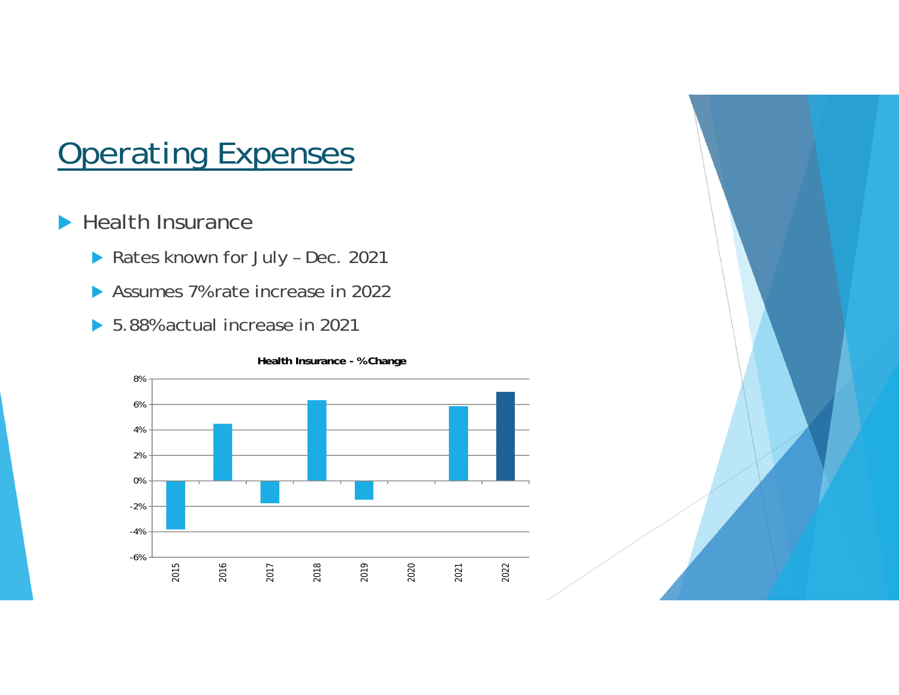# Operating Expenses

- Health Insurance
  - Rates known for July – Dec. 2021
  - Assumes 7% rate increase in 2022
  - 5.88% actual increase in 2021

**Health Insurance - % Change**

8%
6%
4%
2%
0%
-2%
-4%
-6%

2015 2016 2017 2018 2019 2020 2021 2022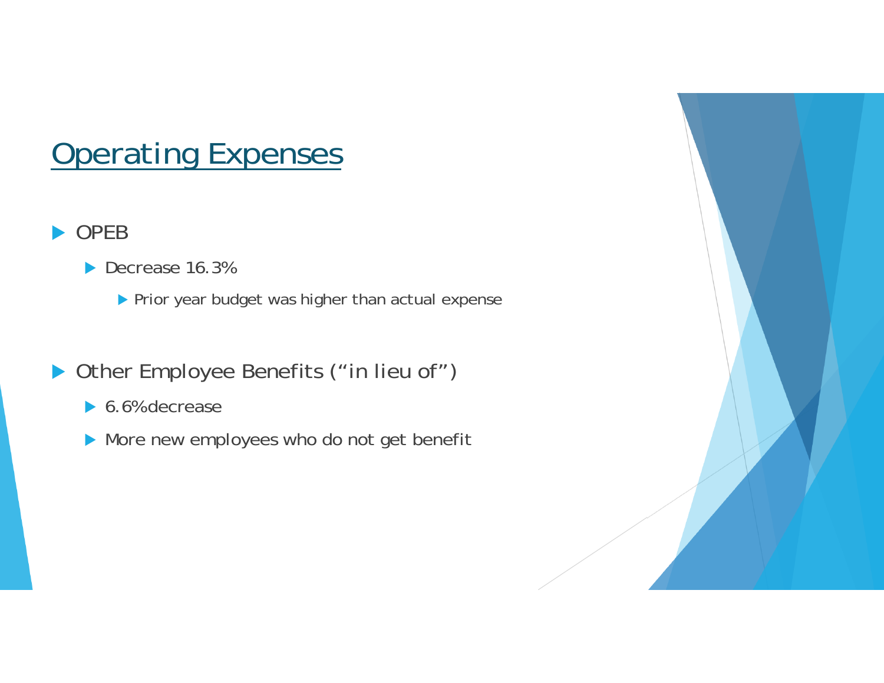# Operating Expenses

- OPEB
  - Decrease 16.3%
    - Prior year budget was higher than actual expense

- Other Employee Benefits (“in lieu of”)
  - 6.6%decrease
  - More new employees who do not get benefit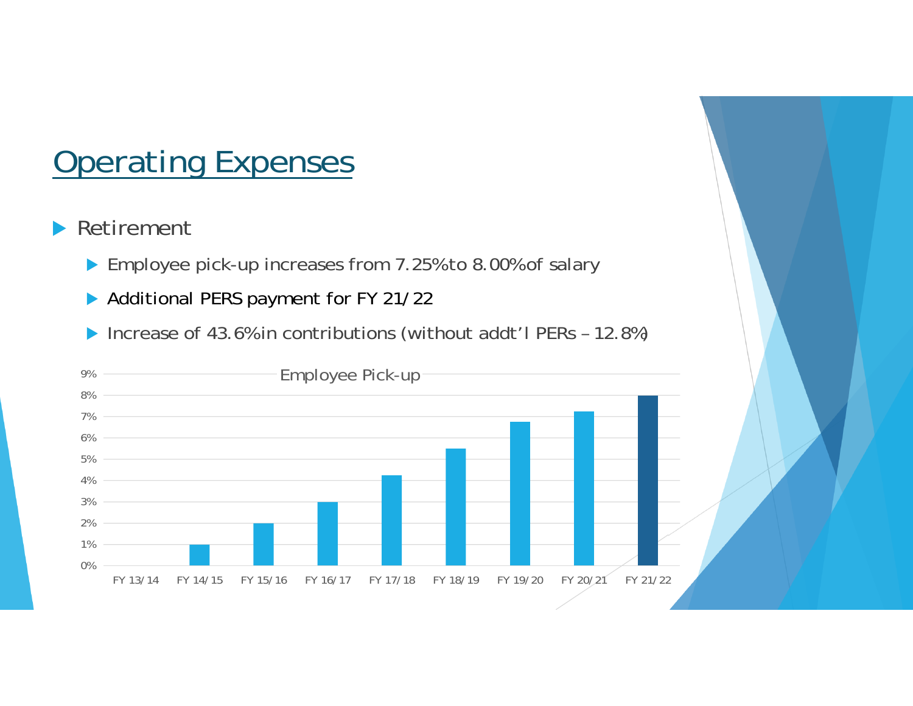# Operating Expenses

- Retirement
  - Employee pick-up increases from 7.25% to 8.00% of salary
  - Additional PERS payment for FY 21/22
  - Increase of 43.6% in contributions (without addt'l PERs – 12.8%)

Employee Pick-up

| Fiscal Year | Employee Pick-up |
|---|---|
| FY 13/14 | 0% |
| FY 14/15 | 1% |
| FY 15/16 | 2% |
| FY 16/17 | 3% |
| FY 17/18 | 4.25% |
| FY 18/19 | 5.5% |
| FY 19/20 | 6.75% |
| FY 20/21 | 7.25% |
| FY 21/22 | 8% |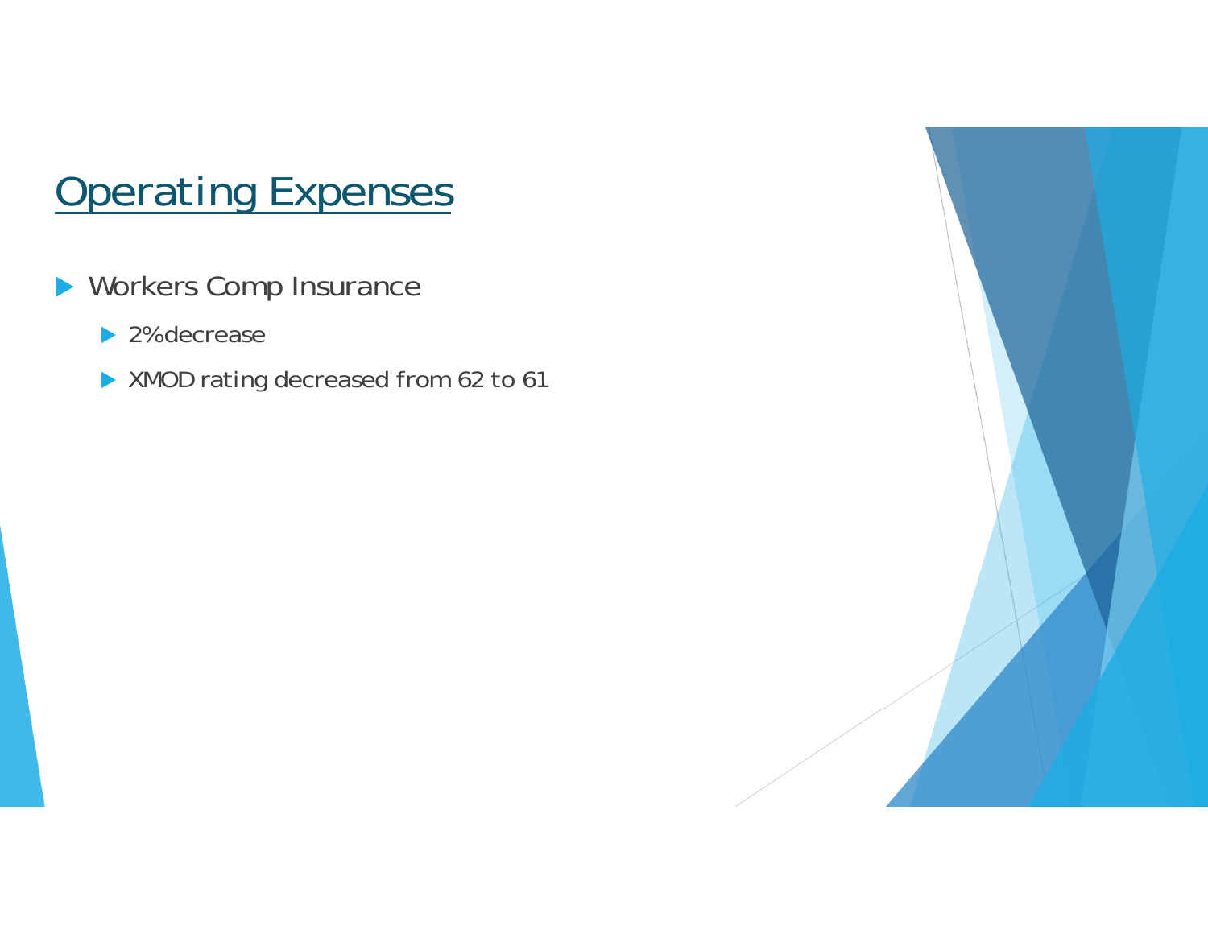# Operating Expenses

- Workers Comp Insurance
  - 2%decrease
  - XMOD rating decreased from 62 to 61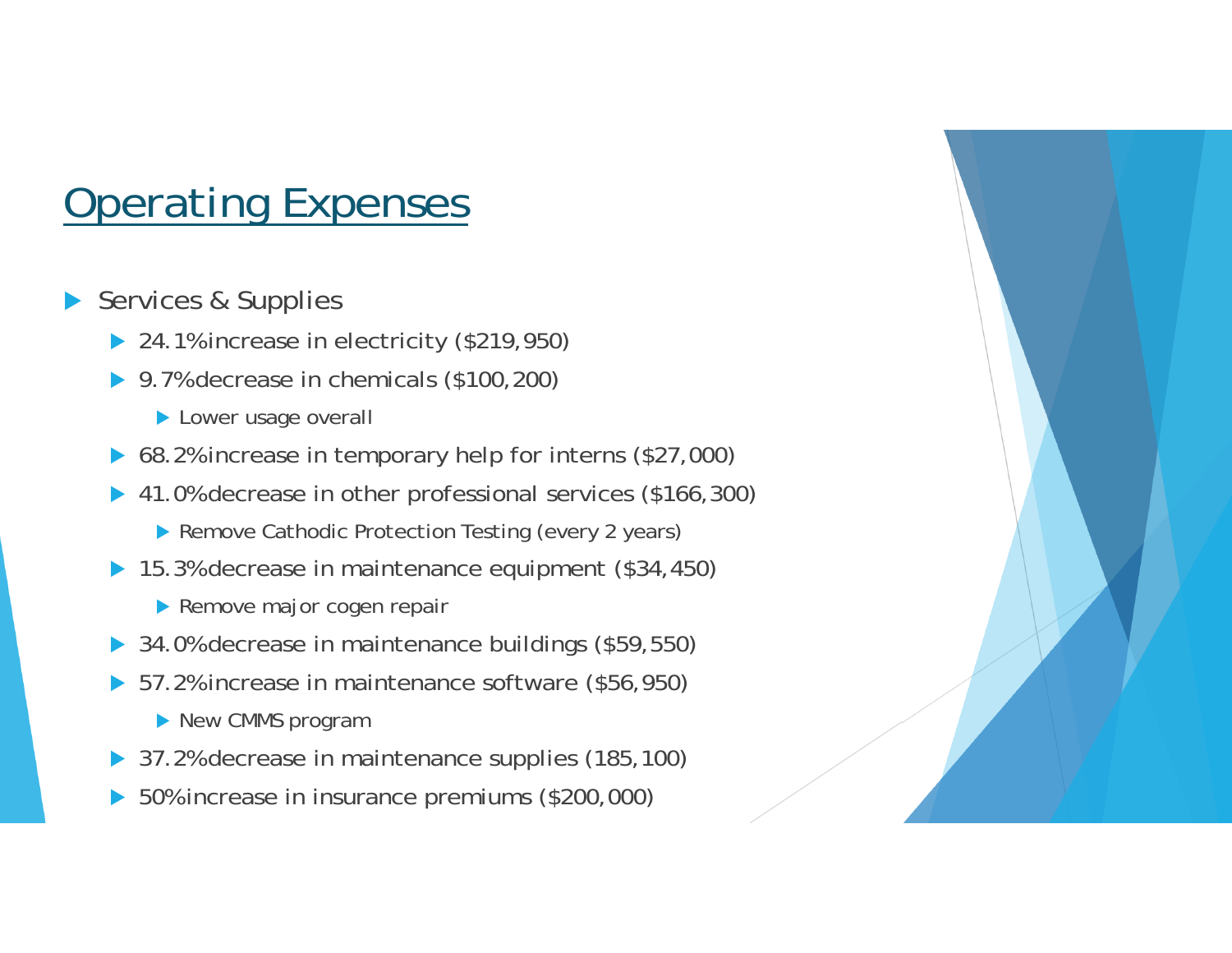# Operating Expenses

- Services & Supplies
  - 24.1% increase in electricity ($219,950)
  - 9.7% decrease in chemicals ($100,200)
    - Lower usage overall
  - 68.2% increase in temporary help for interns ($27,000)
  - 41.0% decrease in other professional services ($166,300)
    - Remove Cathodic Protection Testing (every 2 years)
  - 15.3% decrease in maintenance equipment ($34,450)
    - Remove major cogen repair
  - 34.0% decrease in maintenance buildings ($59,550)
  - 57.2% increase in maintenance software ($56,950)
    - New CMMS program
  - 37.2% decrease in maintenance supplies (185,100)
  - 50% increase in insurance premiums ($200,000)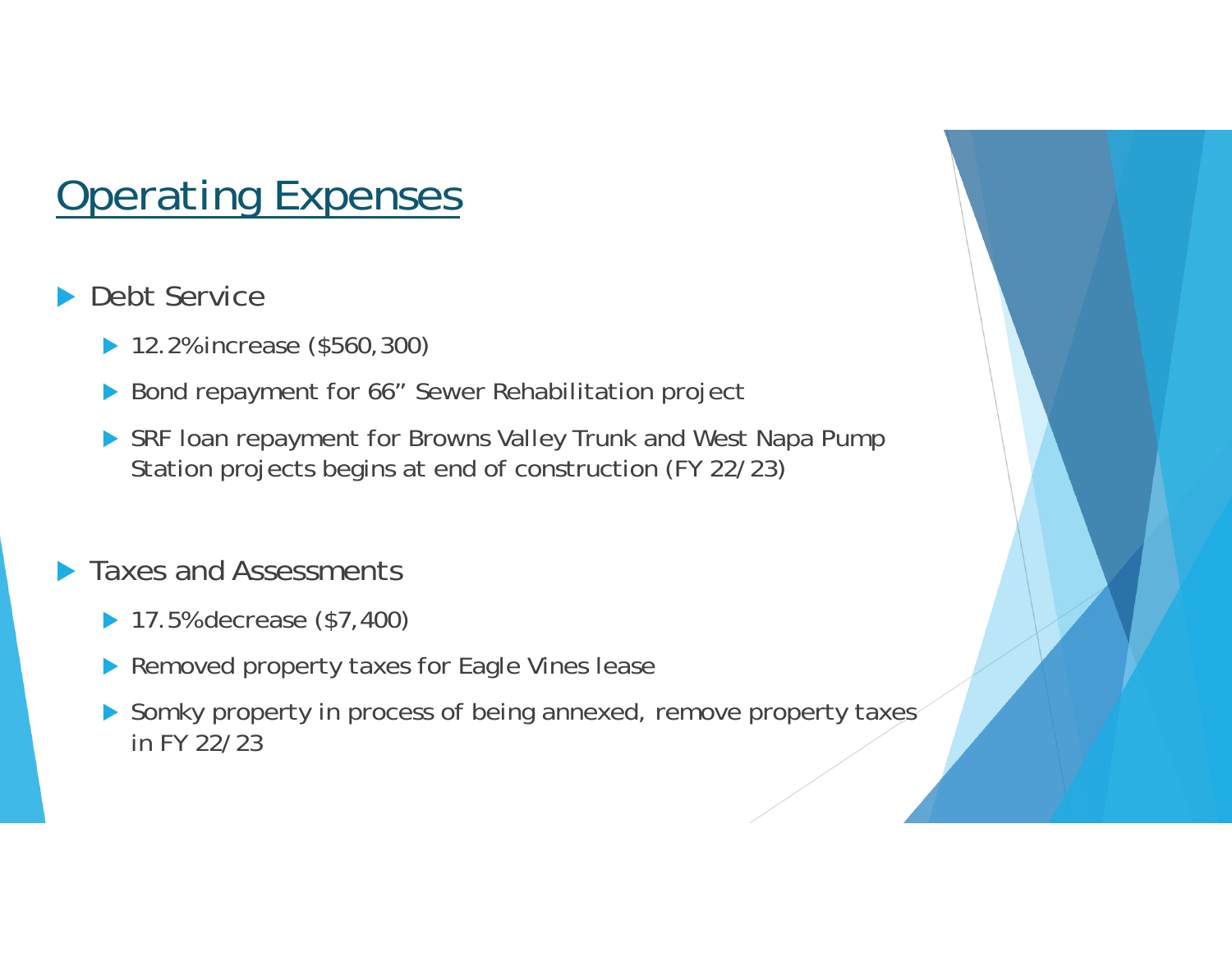# Operating Expenses

- Debt Service
  - 12.2% increase ($560,300)
  - Bond repayment for 66" Sewer Rehabilitation project
  - SRF loan repayment for Browns Valley Trunk and West Napa Pump Station projects begins at end of construction (FY 22/23)

- Taxes and Assessments
  - 17.5% decrease ($7,400)
  - Removed property taxes for Eagle Vines lease
  - Somky property in process of being annexed, remove property taxes in FY 22/23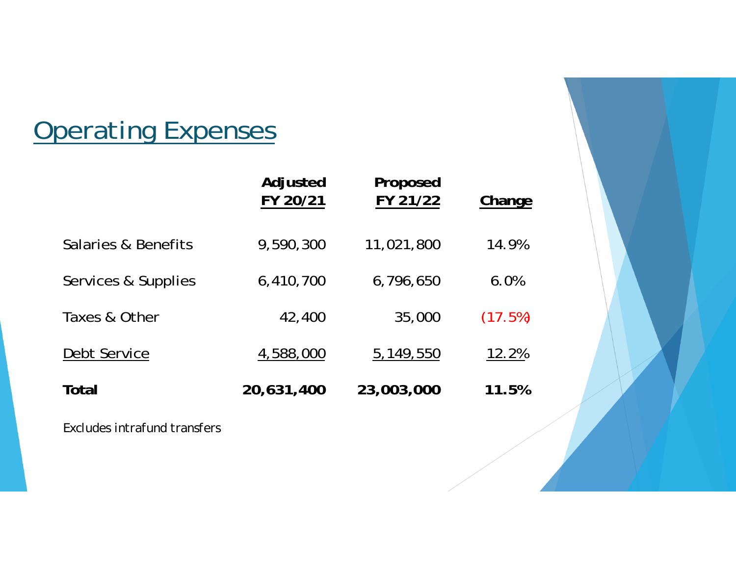# Operating Expenses

| | Adjusted FY 20/21 | Proposed FY 21/22 | Change |
|---|---|---|---|
| Salaries & Benefits | 9,590,300 | 11,021,800 | 14.9% |
| Services & Supplies | 6,410,700 | 6,796,650 | 6.0% |
| Taxes & Other | 42,400 | 35,000 | (17.5%) |
| Debt Service | 4,588,000 | 5,149,550 | 12.2% |
| **Total** | **20,631,400** | **23,003,000** | **11.5%** |

Excludes intrafund transfers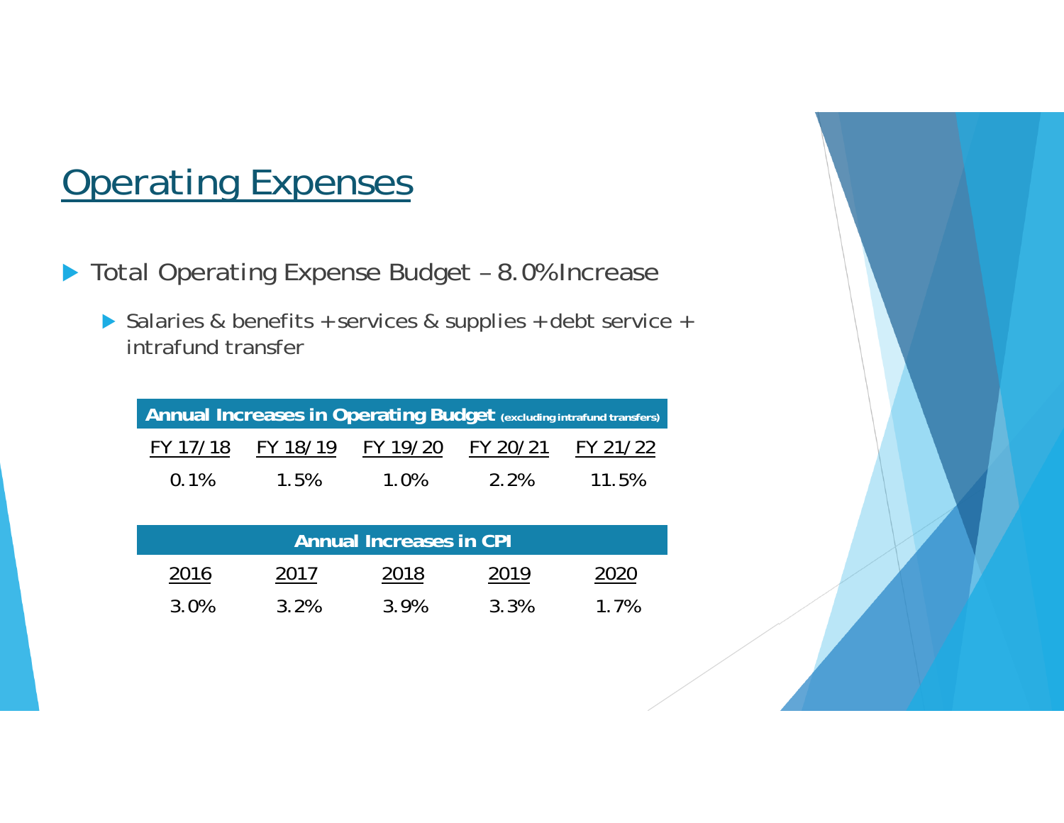# Operating Expenses

- Total Operating Expense Budget – 8.0% Increase
  - Salaries & benefits + services & supplies + debt service + intrafund transfer

| Annual Increases in Operating Budget (excluding intrafund transfers) | | | | |
|---|---|---|---|---|
| FY 17/18 | FY 18/19 | FY 19/20 | FY 20/21 | FY 21/22 |
| 0.1% | 1.5% | 1.0% | 2.2% | 11.5% |

| Annual Increases in CPI | | | | |
|---|---|---|---|---|
| 2016 | 2017 | 2018 | 2019 | 2020 |
| 3.0% | 3.2% | 3.9% | 3.3% | 1.7% |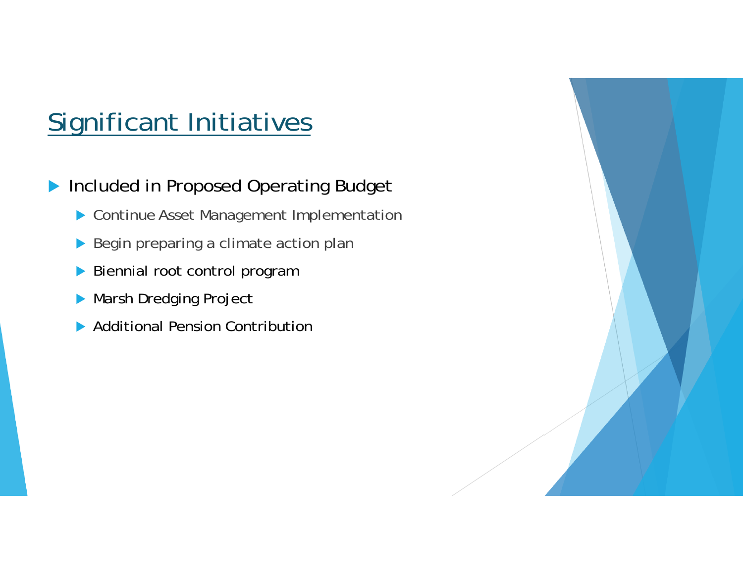# Significant Initiatives

- Included in Proposed Operating Budget
  - Continue Asset Management Implementation
  - Begin preparing a climate action plan
  - Biennial root control program
  - Marsh Dredging Project
  - Additional Pension Contribution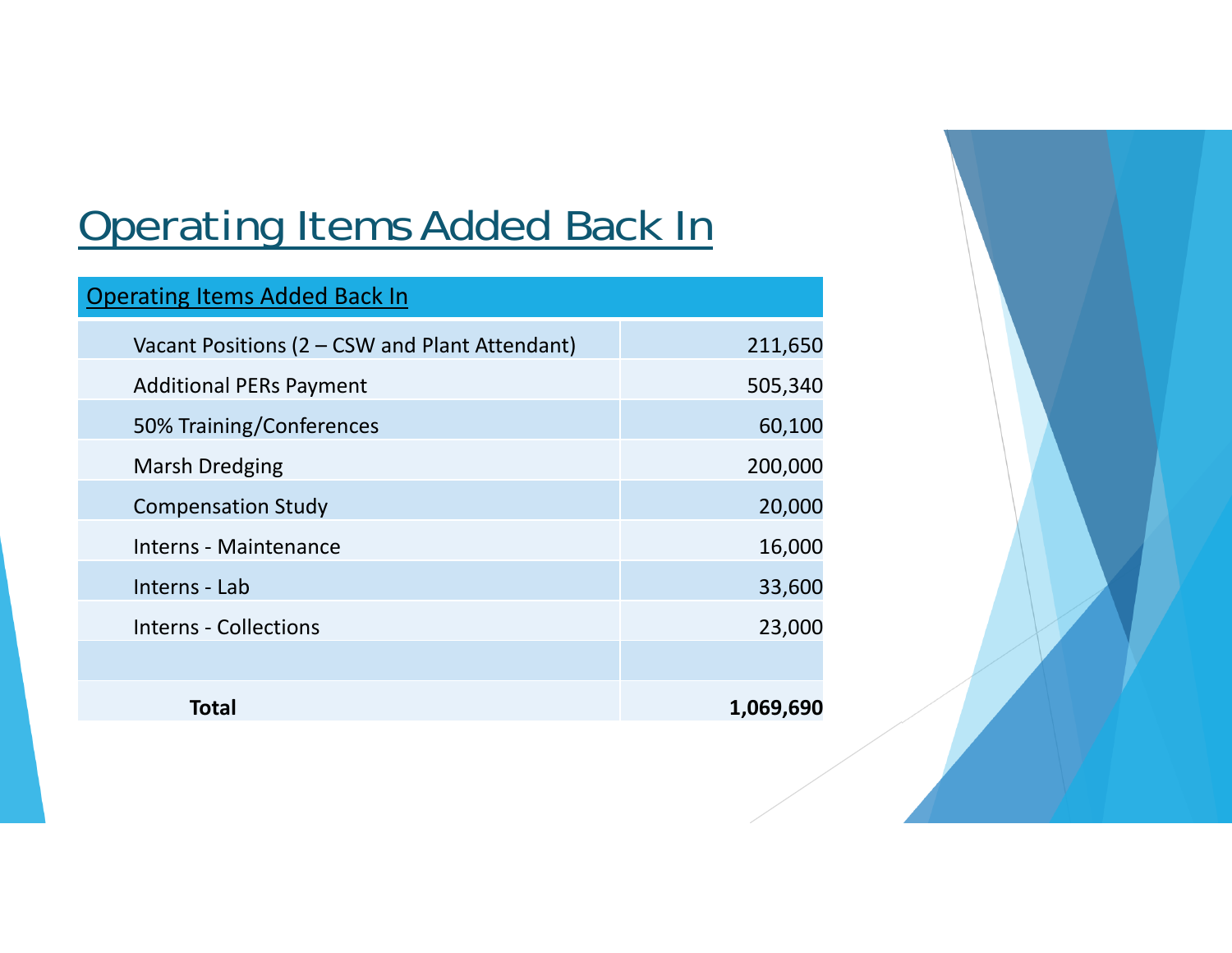# Operating Items Added Back In

| Operating Items Added Back In | |
|---|---|
| Vacant Positions (2 – CSW and Plant Attendant) | 211,650 |
| Additional PERs Payment | 505,340 |
| 50% Training/Conferences | 60,100 |
| Marsh Dredging | 200,000 |
| Compensation Study | 20,000 |
| Interns - Maintenance | 16,000 |
| Interns - Lab | 33,600 |
| Interns - Collections | 23,000 |
| | |
| **Total** | **1,069,690** |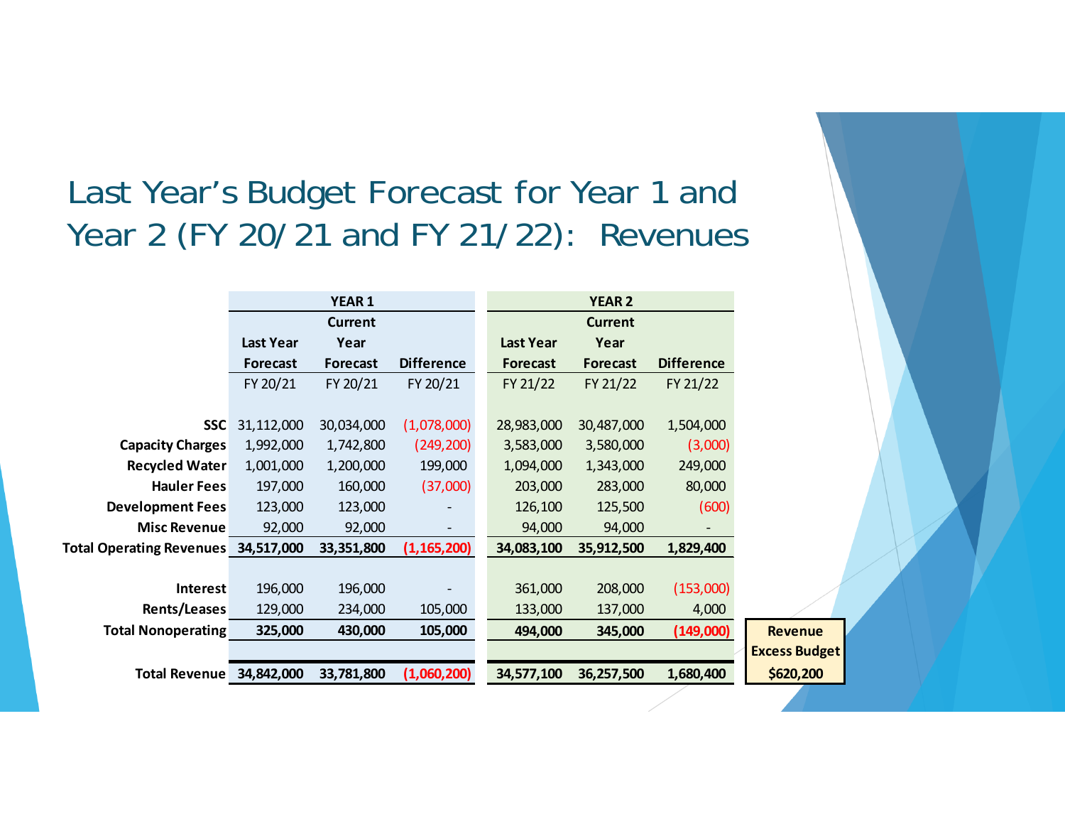# Last Year's Budget Forecast for Year 1 and Year 2 (FY 20/21 and FY 21/22): Revenues

| | YEAR 1 | | | YEAR 2 | | |
|---|---|---|---|---|---|---|
| | Last Year Forecast | Current Year Forecast | Difference | Last Year Forecast | Current Year Forecast | Difference |
| | FY 20/21 | FY 20/21 | FY 20/21 | FY 21/22 | FY 21/22 | FY 21/22 |
| **SSC** | 31,112,000 | 30,034,000 | (1,078,000) | 28,983,000 | 30,487,000 | 1,504,000 |
| **Capacity Charges** | 1,992,000 | 1,742,800 | (249,200) | 3,583,000 | 3,580,000 | (3,000) |
| **Recycled Water** | 1,001,000 | 1,200,000 | 199,000 | 1,094,000 | 1,343,000 | 249,000 |
| **Hauler Fees** | 197,000 | 160,000 | (37,000) | 203,000 | 283,000 | 80,000 |
| **Development Fees** | 123,000 | 123,000 | - | 126,100 | 125,500 | (600) |
| **Misc Revenue** | 92,000 | 92,000 | - | 94,000 | 94,000 | - |
| **Total Operating Revenues** | **34,517,000** | **33,351,800** | **(1,165,200)** | **34,083,100** | **35,912,500** | **1,829,400** |
| **Interest** | 196,000 | 196,000 | - | 361,000 | 208,000 | (153,000) |
| **Rents/Leases** | 129,000 | 234,000 | 105,000 | 133,000 | 137,000 | 4,000 |
| **Total Nonoperating** | **325,000** | **430,000** | **105,000** | **494,000** | **345,000** | **(149,000)** |
| **Total Revenue** | **34,842,000** | **33,781,800** | **(1,060,200)** | **34,577,100** | **36,257,500** | **1,680,400** |

**Revenue Excess Budget $620,200**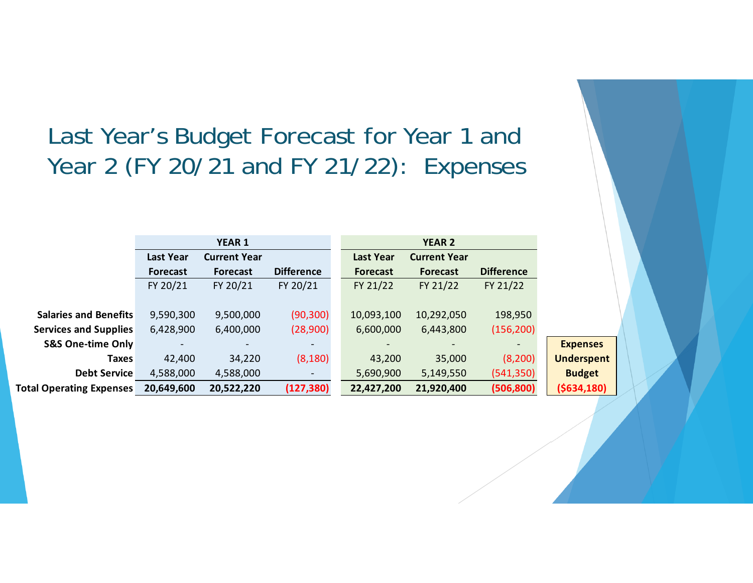# Last Year's Budget Forecast for Year 1 and Year 2 (FY 20/21 and FY 21/22): Expenses

| | YEAR 1 | | | YEAR 2 | | |
|---|---|---|---|---|---|---|
| | **Last Year Forecast** | **Current Year Forecast** | **Difference** | **Last Year Forecast** | **Current Year Forecast** | **Difference** |
| | FY 20/21 | FY 20/21 | FY 20/21 | FY 21/22 | FY 21/22 | FY 21/22 |
| **Salaries and Benefits** | 9,590,300 | 9,500,000 | (90,300) | 10,093,100 | 10,292,050 | 198,950 |
| **Services and Supplies** | 6,428,900 | 6,400,000 | (28,900) | 6,600,000 | 6,443,800 | (156,200) |
| **S&S One-time Only** | - | - | - | - | - | - |
| **Taxes** | 42,400 | 34,220 | (8,180) | 43,200 | 35,000 | (8,200) |
| **Debt Service** | 4,588,000 | 4,588,000 | - | 5,690,900 | 5,149,550 | (541,350) |
| **Total Operating Expenses** | **20,649,600** | **20,522,220** | **(127,380)** | **22,427,200** | **21,920,400** | **(506,800)** |

**Expenses Underspent Budget**
**($634,180)**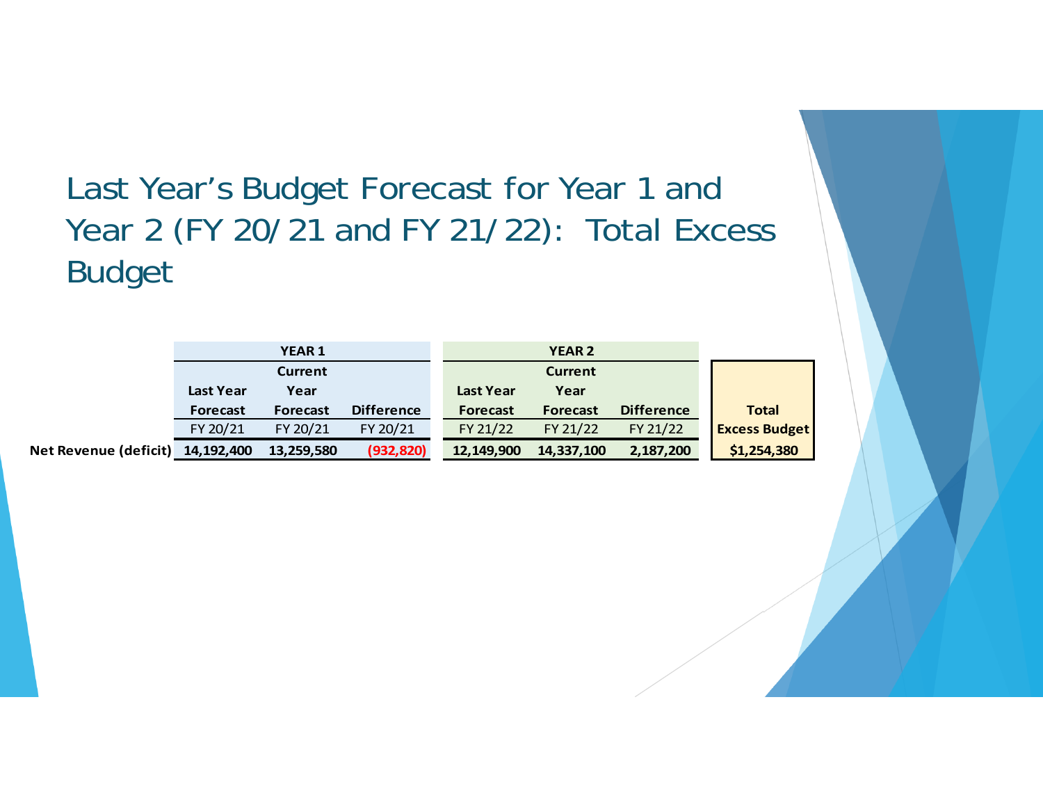# Last Year's Budget Forecast for Year 1 and Year 2 (FY 20/21 and FY 21/22): Total Excess Budget

| | YEAR 1 | | | YEAR 2 | | | |
|---|---|---|---|---|---|---|---|
| | Last Year Forecast | Current Year Forecast | Difference | Last Year Forecast | Current Year Forecast | Difference | Total Excess Budget |
| | FY 20/21 | FY 20/21 | FY 20/21 | FY 21/22 | FY 21/22 | FY 21/22 | |
| **Net Revenue (deficit)** | **14,192,400** | **13,259,580** | **(932,820)** | **12,149,900** | **14,337,100** | **2,187,200** | **$1,254,380** |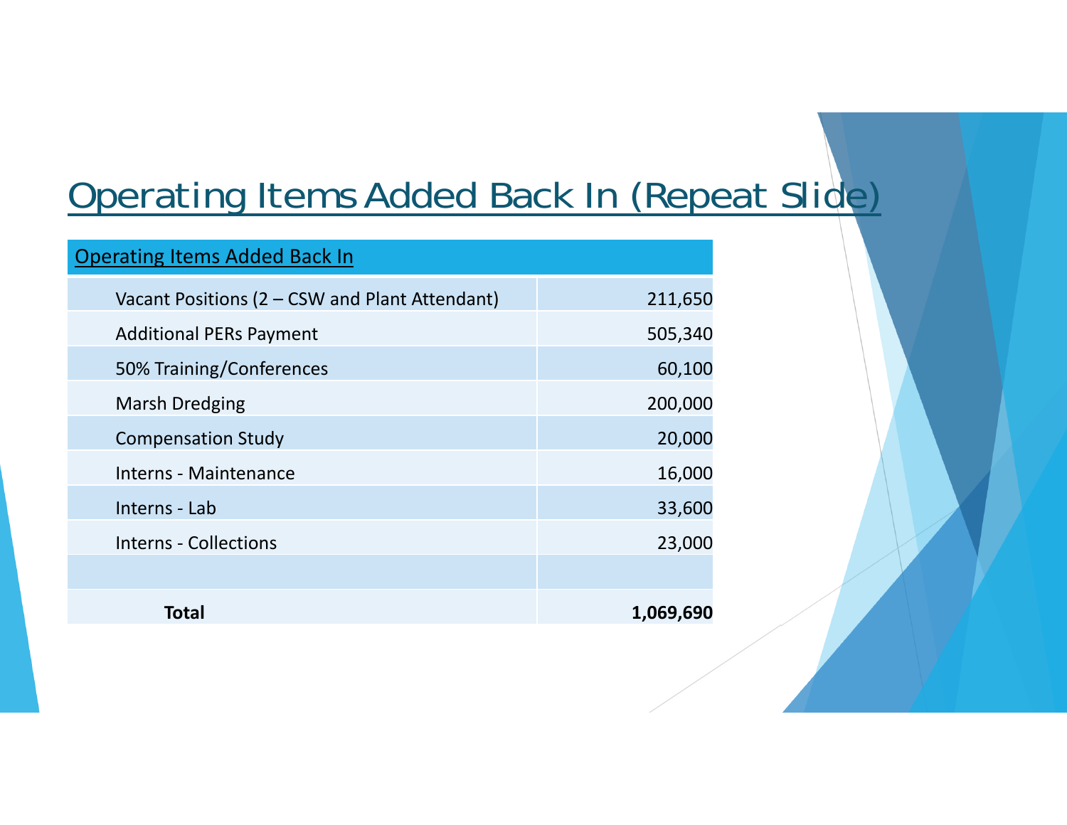# Operating Items Added Back In (Repeat Slide)

| Operating Items Added Back In | |
|---|---|
| Vacant Positions (2 – CSW and Plant Attendant) | 211,650 |
| Additional PERs Payment | 505,340 |
| 50% Training/Conferences | 60,100 |
| Marsh Dredging | 200,000 |
| Compensation Study | 20,000 |
| Interns - Maintenance | 16,000 |
| Interns - Lab | 33,600 |
| Interns - Collections | 23,000 |
| | |
| **Total** | **1,069,690** |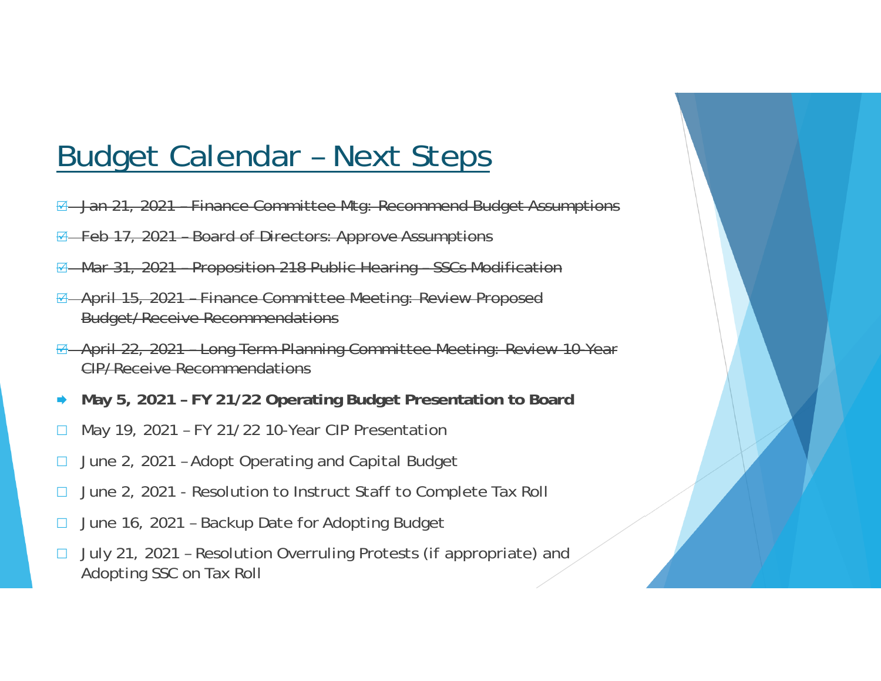# Budget Calendar – Next Steps

- ☑ ~~Jan 21, 2021 – Finance Committee Mtg: Recommend Budget Assumptions~~
- ☑ ~~Feb 17, 2021 – Board of Directors: Approve Assumptions~~
- ☑ ~~Mar 31, 2021 – Proposition 218 Public Hearing – SSCs Modification~~
- ☑ ~~April 15, 2021 – Finance Committee Meeting: Review Proposed Budget/Receive Recommendations~~
- ☑ ~~April 22, 2021 – Long Term Planning Committee Meeting: Review 10-Year CIP/Receive Recommendations~~
- ➡ **May 5, 2021 – FY 21/22 Operating Budget Presentation to Board**
- ☐ May 19, 2021 – FY 21/22 10-Year CIP Presentation
- ☐ June 2, 2021 – Adopt Operating and Capital Budget
- ☐ June 2, 2021 - Resolution to Instruct Staff to Complete Tax Roll
- ☐ June 16, 2021 – Backup Date for Adopting Budget
- ☐ July 21, 2021 – Resolution Overruling Protests (if appropriate) and Adopting SSC on Tax Roll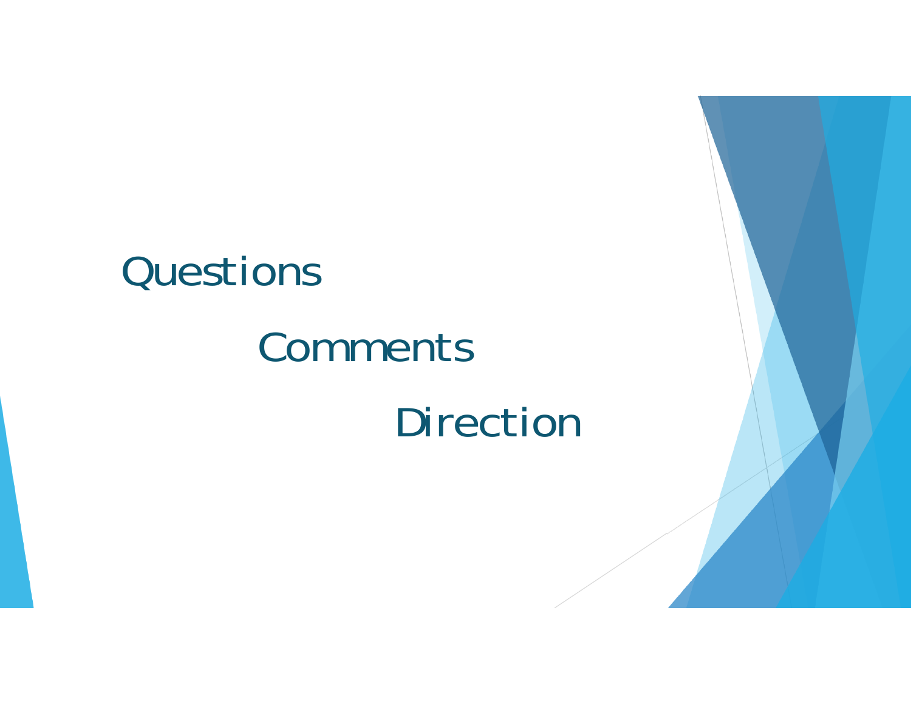Questions

Comments

Direction